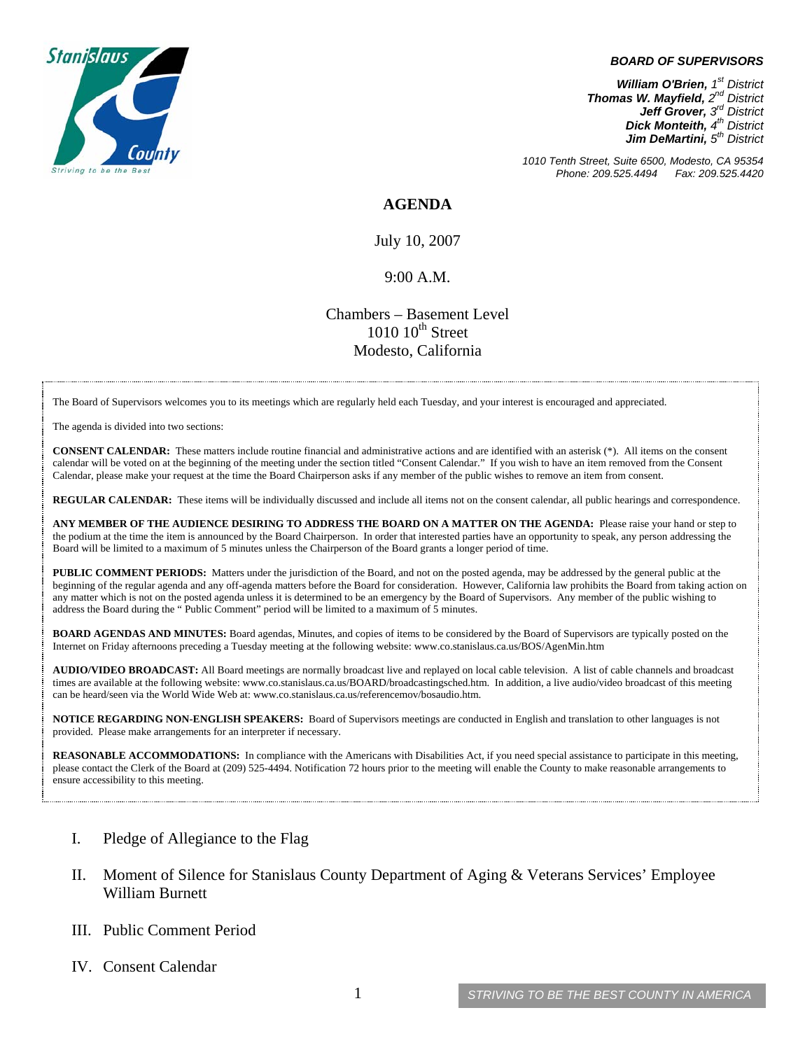**BOARD OF SUPERVISORS**

***William O'Brien,** 1st District*
***Thomas W. Mayfield,** 2nd District*
***Jeff Grover,** 3rd District*
***Dick Monteith,** 4th District*
***Jim DeMartini,** 5th District*

*1010 Tenth Street, Suite 6500, Modesto, CA 95354*
*Phone: 209.525.4494 Fax: 209.525.4420*

# AGENDA

July 10, 2007

9:00 A.M.

Chambers – Basement Level
1010 10th Street
Modesto, California

The Board of Supervisors welcomes you to its meetings which are regularly held each Tuesday, and your interest is encouraged and appreciated.

The agenda is divided into two sections:

**CONSENT CALENDAR:** These matters include routine financial and administrative actions and are identified with an asterisk (*). All items on the consent calendar will be voted on at the beginning of the meeting under the section titled "Consent Calendar." If you wish to have an item removed from the Consent Calendar, please make your request at the time the Board Chairperson asks if any member of the public wishes to remove an item from consent.

**REGULAR CALENDAR:** These items will be individually discussed and include all items not on the consent calendar, all public hearings and correspondence.

**ANY MEMBER OF THE AUDIENCE DESIRING TO ADDRESS THE BOARD ON A MATTER ON THE AGENDA:** Please raise your hand or step to the podium at the time the item is announced by the Board Chairperson. In order that interested parties have an opportunity to speak, any person addressing the Board will be limited to a maximum of 5 minutes unless the Chairperson of the Board grants a longer period of time.

**PUBLIC COMMENT PERIODS:** Matters under the jurisdiction of the Board, and not on the posted agenda, may be addressed by the general public at the beginning of the regular agenda and any off-agenda matters before the Board for consideration. However, California law prohibits the Board from taking action on any matter which is not on the posted agenda unless it is determined to be an emergency by the Board of Supervisors. Any member of the public wishing to address the Board during the " Public Comment" period will be limited to a maximum of 5 minutes.

**BOARD AGENDAS AND MINUTES:** Board agendas, Minutes, and copies of items to be considered by the Board of Supervisors are typically posted on the Internet on Friday afternoons preceding a Tuesday meeting at the following website: www.co.stanislaus.ca.us/BOS/AgenMin.htm

**AUDIO/VIDEO BROADCAST:** All Board meetings are normally broadcast live and replayed on local cable television. A list of cable channels and broadcast times are available at the following website: www.co.stanislaus.ca.us/BOARD/broadcastingsched.htm. In addition, a live audio/video broadcast of this meeting can be heard/seen via the World Wide Web at: www.co.stanislaus.ca.us/referencemov/bosaudio.htm.

**NOTICE REGARDING NON-ENGLISH SPEAKERS:** Board of Supervisors meetings are conducted in English and translation to other languages is not provided. Please make arrangements for an interpreter if necessary.

**REASONABLE ACCOMMODATIONS:** In compliance with the Americans with Disabilities Act, if you need special assistance to participate in this meeting, please contact the Clerk of the Board at (209) 525-4494. Notification 72 hours prior to the meeting will enable the County to make reasonable arrangements to ensure accessibility to this meeting.

I. Pledge of Allegiance to the Flag

II. Moment of Silence for Stanislaus County Department of Aging & Veterans Services' Employee William Burnett

III. Public Comment Period

IV. Consent Calendar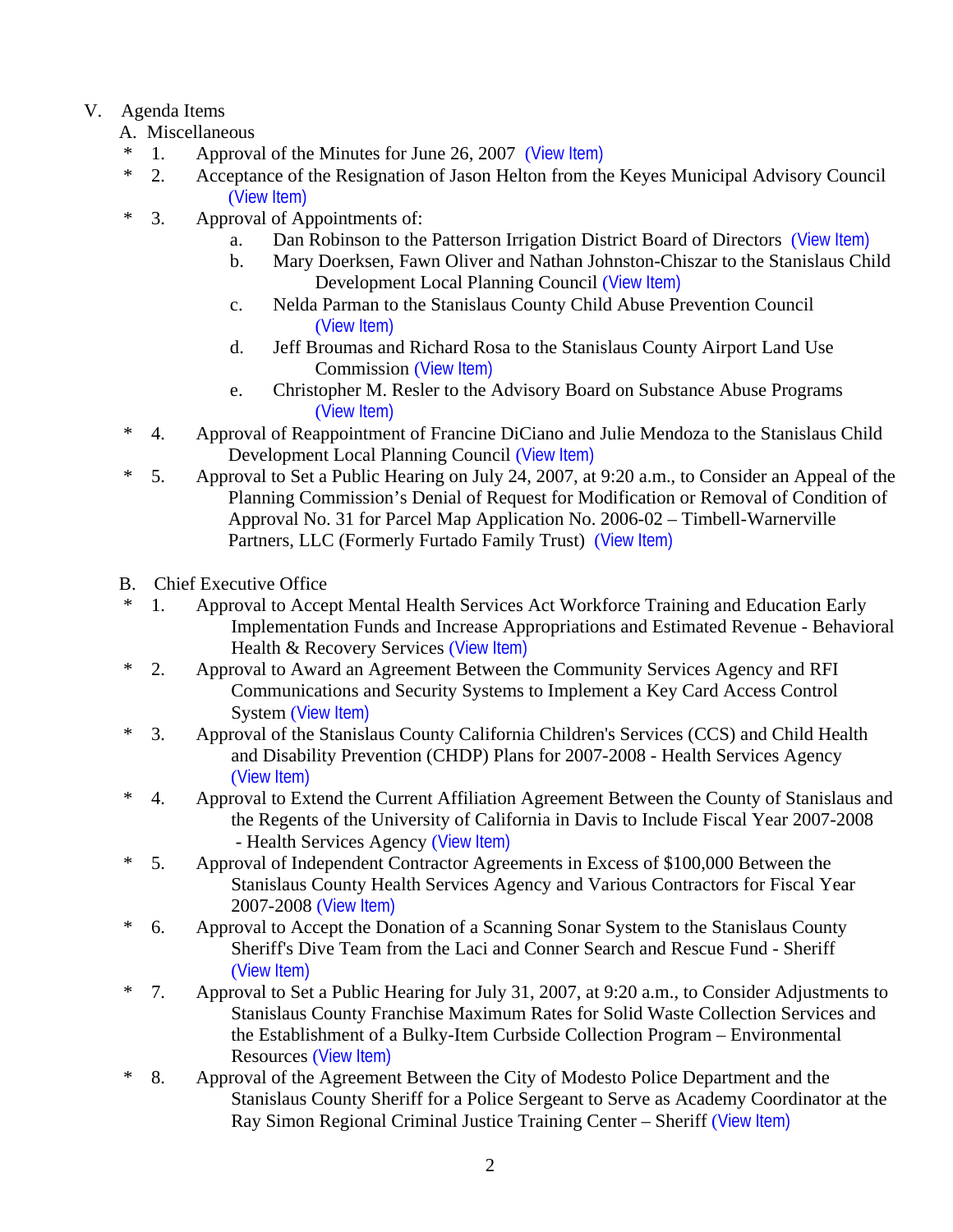V. Agenda Items

A. Miscellaneous

\* 1. Approval of the Minutes for June 26, 2007 (View Item)

\* 2. Acceptance of the Resignation of Jason Helton from the Keyes Municipal Advisory Council (View Item)

\* 3. Approval of Appointments of:

   a. Dan Robinson to the Patterson Irrigation District Board of Directors (View Item)

   b. Mary Doerksen, Fawn Oliver and Nathan Johnston-Chiszar to the Stanislaus Child Development Local Planning Council (View Item)

   c. Nelda Parman to the Stanislaus County Child Abuse Prevention Council (View Item)

   d. Jeff Broumas and Richard Rosa to the Stanislaus County Airport Land Use Commission (View Item)

   e. Christopher M. Resler to the Advisory Board on Substance Abuse Programs (View Item)

\* 4. Approval of Reappointment of Francine DiCiano and Julie Mendoza to the Stanislaus Child Development Local Planning Council (View Item)

\* 5. Approval to Set a Public Hearing on July 24, 2007, at 9:20 a.m., to Consider an Appeal of the Planning Commission's Denial of Request for Modification or Removal of Condition of Approval No. 31 for Parcel Map Application No. 2006-02 – Timbell-Warnerville Partners, LLC (Formerly Furtado Family Trust) (View Item)

B. Chief Executive Office

\* 1. Approval to Accept Mental Health Services Act Workforce Training and Education Early Implementation Funds and Increase Appropriations and Estimated Revenue - Behavioral Health & Recovery Services (View Item)

\* 2. Approval to Award an Agreement Between the Community Services Agency and RFI Communications and Security Systems to Implement a Key Card Access Control System (View Item)

\* 3. Approval of the Stanislaus County California Children's Services (CCS) and Child Health and Disability Prevention (CHDP) Plans for 2007-2008 - Health Services Agency (View Item)

\* 4. Approval to Extend the Current Affiliation Agreement Between the County of Stanislaus and the Regents of the University of California in Davis to Include Fiscal Year 2007-2008 - Health Services Agency (View Item)

\* 5. Approval of Independent Contractor Agreements in Excess of $100,000 Between the Stanislaus County Health Services Agency and Various Contractors for Fiscal Year 2007-2008 (View Item)

\* 6. Approval to Accept the Donation of a Scanning Sonar System to the Stanislaus County Sheriff's Dive Team from the Laci and Conner Search and Rescue Fund - Sheriff (View Item)

\* 7. Approval to Set a Public Hearing for July 31, 2007, at 9:20 a.m., to Consider Adjustments to Stanislaus County Franchise Maximum Rates for Solid Waste Collection Services and the Establishment of a Bulky-Item Curbside Collection Program – Environmental Resources (View Item)

\* 8. Approval of the Agreement Between the City of Modesto Police Department and the Stanislaus County Sheriff for a Police Sergeant to Serve as Academy Coordinator at the Ray Simon Regional Criminal Justice Training Center – Sheriff (View Item)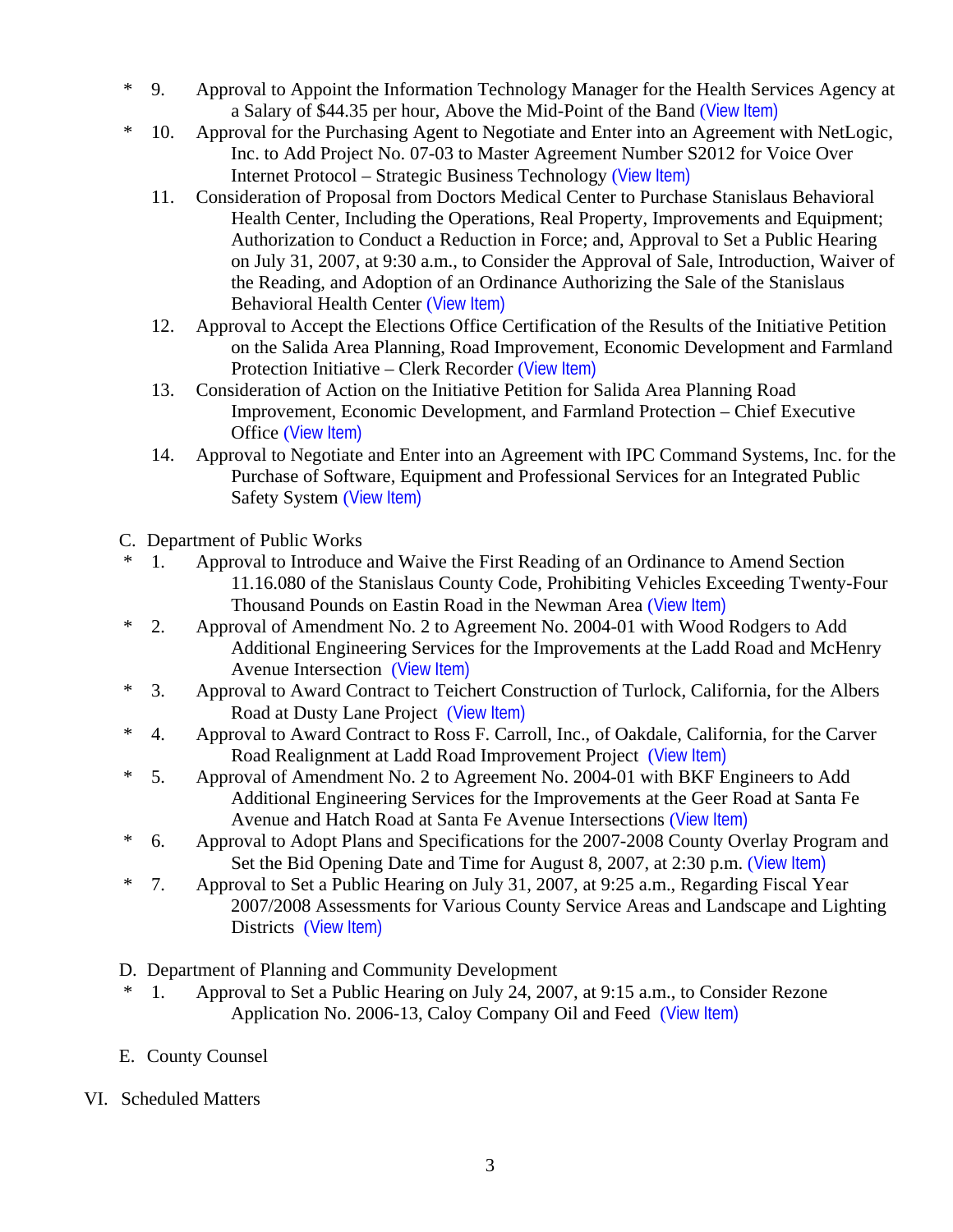\* 9. Approval to Appoint the Information Technology Manager for the Health Services Agency at a Salary of $44.35 per hour, Above the Mid-Point of the Band (View Item)

\* 10. Approval for the Purchasing Agent to Negotiate and Enter into an Agreement with NetLogic, Inc. to Add Project No. 07-03 to Master Agreement Number S2012 for Voice Over Internet Protocol – Strategic Business Technology (View Item)

11. Consideration of Proposal from Doctors Medical Center to Purchase Stanislaus Behavioral Health Center, Including the Operations, Real Property, Improvements and Equipment; Authorization to Conduct a Reduction in Force; and, Approval to Set a Public Hearing on July 31, 2007, at 9:30 a.m., to Consider the Approval of Sale, Introduction, Waiver of the Reading, and Adoption of an Ordinance Authorizing the Sale of the Stanislaus Behavioral Health Center (View Item)

12. Approval to Accept the Elections Office Certification of the Results of the Initiative Petition on the Salida Area Planning, Road Improvement, Economic Development and Farmland Protection Initiative – Clerk Recorder (View Item)

13. Consideration of Action on the Initiative Petition for Salida Area Planning Road Improvement, Economic Development, and Farmland Protection – Chief Executive Office (View Item)

14. Approval to Negotiate and Enter into an Agreement with IPC Command Systems, Inc. for the Purchase of Software, Equipment and Professional Services for an Integrated Public Safety System (View Item)

C. Department of Public Works

\* 1. Approval to Introduce and Waive the First Reading of an Ordinance to Amend Section 11.16.080 of the Stanislaus County Code, Prohibiting Vehicles Exceeding Twenty-Four Thousand Pounds on Eastin Road in the Newman Area (View Item)

\* 2. Approval of Amendment No. 2 to Agreement No. 2004-01 with Wood Rodgers to Add Additional Engineering Services for the Improvements at the Ladd Road and McHenry Avenue Intersection (View Item)

\* 3. Approval to Award Contract to Teichert Construction of Turlock, California, for the Albers Road at Dusty Lane Project (View Item)

\* 4. Approval to Award Contract to Ross F. Carroll, Inc., of Oakdale, California, for the Carver Road Realignment at Ladd Road Improvement Project (View Item)

\* 5. Approval of Amendment No. 2 to Agreement No. 2004-01 with BKF Engineers to Add Additional Engineering Services for the Improvements at the Geer Road at Santa Fe Avenue and Hatch Road at Santa Fe Avenue Intersections (View Item)

\* 6. Approval to Adopt Plans and Specifications for the 2007-2008 County Overlay Program and Set the Bid Opening Date and Time for August 8, 2007, at 2:30 p.m. (View Item)

\* 7. Approval to Set a Public Hearing on July 31, 2007, at 9:25 a.m., Regarding Fiscal Year 2007/2008 Assessments for Various County Service Areas and Landscape and Lighting Districts (View Item)

D. Department of Planning and Community Development

\* 1. Approval to Set a Public Hearing on July 24, 2007, at 9:15 a.m., to Consider Rezone Application No. 2006-13, Caloy Company Oil and Feed (View Item)

E. County Counsel

VI. Scheduled Matters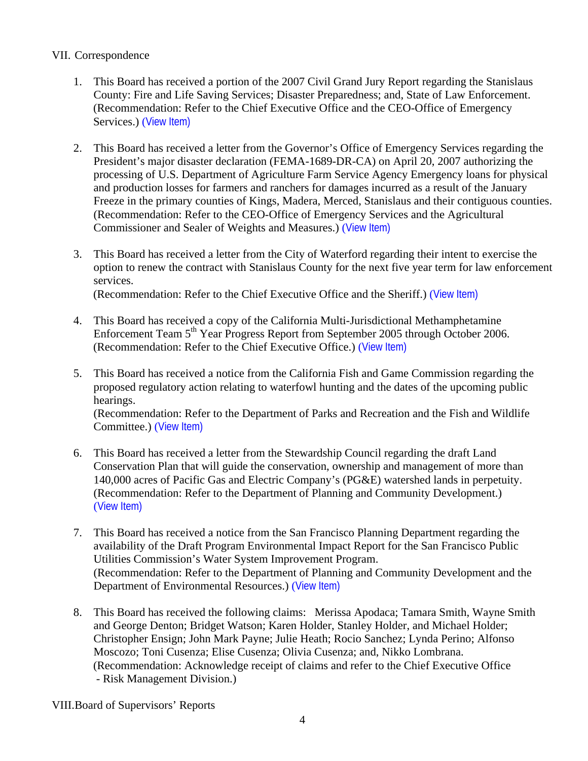## VII. Correspondence

1. This Board has received a portion of the 2007 Civil Grand Jury Report regarding the Stanislaus County: Fire and Life Saving Services; Disaster Preparedness; and, State of Law Enforcement. (Recommendation: Refer to the Chief Executive Office and the CEO-Office of Emergency Services.) (View Item)

2. This Board has received a letter from the Governor's Office of Emergency Services regarding the President's major disaster declaration (FEMA-1689-DR-CA) on April 20, 2007 authorizing the processing of U.S. Department of Agriculture Farm Service Agency Emergency loans for physical and production losses for farmers and ranchers for damages incurred as a result of the January Freeze in the primary counties of Kings, Madera, Merced, Stanislaus and their contiguous counties. (Recommendation: Refer to the CEO-Office of Emergency Services and the Agricultural Commissioner and Sealer of Weights and Measures.) (View Item)

3. This Board has received a letter from the City of Waterford regarding their intent to exercise the option to renew the contract with Stanislaus County for the next five year term for law enforcement services.
(Recommendation: Refer to the Chief Executive Office and the Sheriff.) (View Item)

4. This Board has received a copy of the California Multi-Jurisdictional Methamphetamine Enforcement Team 5th Year Progress Report from September 2005 through October 2006. (Recommendation: Refer to the Chief Executive Office.) (View Item)

5. This Board has received a notice from the California Fish and Game Commission regarding the proposed regulatory action relating to waterfowl hunting and the dates of the upcoming public hearings.
(Recommendation: Refer to the Department of Parks and Recreation and the Fish and Wildlife Committee.) (View Item)

6. This Board has received a letter from the Stewardship Council regarding the draft Land Conservation Plan that will guide the conservation, ownership and management of more than 140,000 acres of Pacific Gas and Electric Company's (PG&E) watershed lands in perpetuity. (Recommendation: Refer to the Department of Planning and Community Development.) (View Item)

7. This Board has received a notice from the San Francisco Planning Department regarding the availability of the Draft Program Environmental Impact Report for the San Francisco Public Utilities Commission's Water System Improvement Program.
(Recommendation: Refer to the Department of Planning and Community Development and the Department of Environmental Resources.) (View Item)

8. This Board has received the following claims: Merissa Apodaca; Tamara Smith, Wayne Smith and George Denton; Bridget Watson; Karen Holder, Stanley Holder, and Michael Holder; Christopher Ensign; John Mark Payne; Julie Heath; Rocio Sanchez; Lynda Perino; Alfonso Moscozo; Toni Cusenza; Elise Cusenza; Olivia Cusenza; and, Nikko Lombrana.
(Recommendation: Acknowledge receipt of claims and refer to the Chief Executive Office - Risk Management Division.)

## VIII. Board of Supervisors' Reports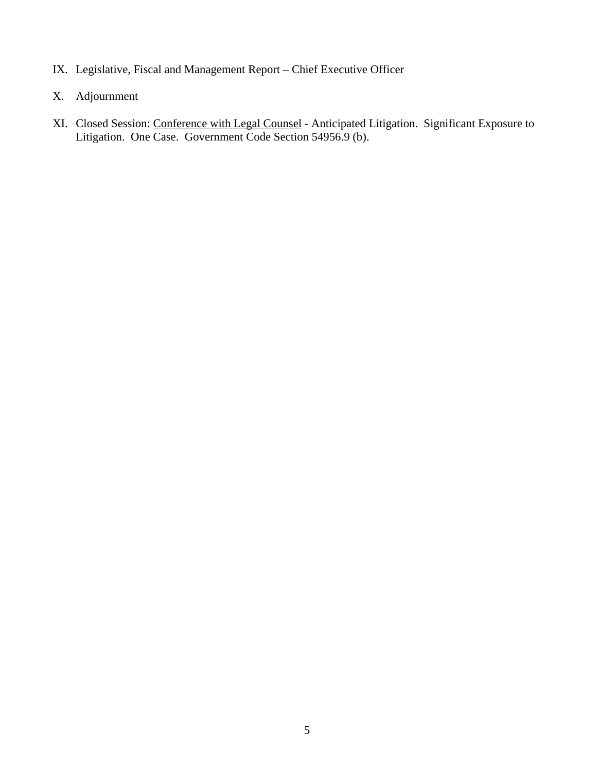IX. Legislative, Fiscal and Management Report – Chief Executive Officer

X. Adjournment

XI. Closed Session: <u>Conference with Legal Counsel</u> - Anticipated Litigation. Significant Exposure to Litigation. One Case. Government Code Section 54956.9 (b).